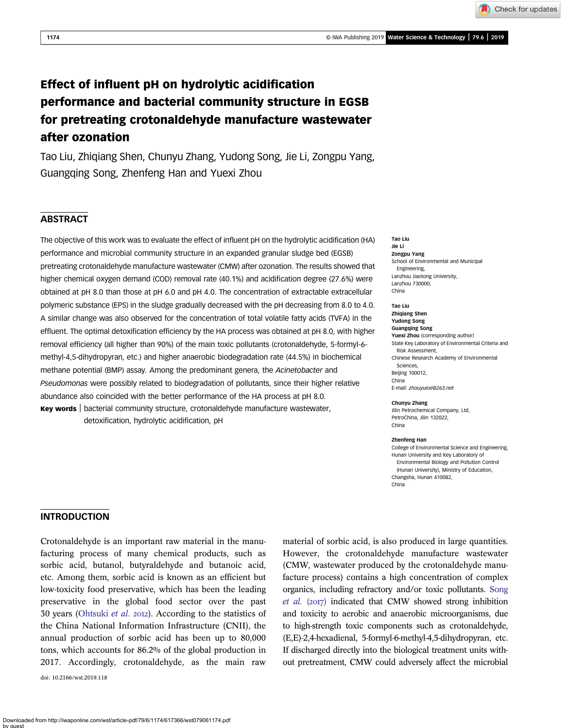# Effect of influent pH on hydrolytic acidification performance and bacterial community structure in EGSB for pretreating crotonaldehyde manufacture wastewater after ozonation

Tao Liu, Zhiqiang Shen, Chunyu Zhang, Yudong Song, Jie Li, Zongpu Yang, Guangqing Song, Zhenfeng Han and Yuexi Zhou

## ABSTRACT

The objective of this work was to evaluate the effect of influent pH on the hydrolytic acidification (HA) performance and microbial community structure in an expanded granular sludge bed (EGSB) pretreating crotonaldehyde manufacture wastewater (CMW) after ozonation. The results showed that higher chemical oxygen demand (COD) removal rate (40.1%) and acidification degree (27.6%) were obtained at pH 8.0 than those at pH 6.0 and pH 4.0. The concentration of extractable extracellular polymeric substance (EPS) in the sludge gradually decreased with the pH decreasing from 8.0 to 4.0. A similar change was also observed for the concentration of total volatile fatty acids (TVFA) in the effluent. The optimal detoxification efficiency by the HA process was obtained at pH 8.0, with higher removal efficiency (all higher than 90%) of the main toxic pollutants (crotonaldehyde, 5-formyl-6-methyl-4,5-dihydropyran, etc.) and higher anaerobic biodegradation rate (44.5%) in biochemical methane potential (BMP) assay. Among the predominant genera, the *Acinetobacter* and *Pseudomonas* were possibly related to biodegradation of pollutants, since their higher relative abundance also coincided with the better performance of the HA process at pH 8.0.

**Key words** | bacterial community structure, crotonaldehyde manufacture wastewater, detoxification, hydrolytic acidification, pH

**Tao Liu**
**Jie Li**
**Zongpu Yang**
School of Environmental and Municipal Engineering,
Lanzhou Jiaotong University,
Lanzhou 730000,
China

**Tao Liu**
**Zhiqiang Shen**
**Yudong Song**
**Guangqing Song**
**Yuexi Zhou** (corresponding author)
State Key Laboratory of Environmental Criteria and Risk Assessment,
Chinese Research Academy of Environmental Sciences,
Beijing 100012,
China
E-mail: *zhouyuexi@263.net*

**Chunyu Zhang**
Jilin Petrochemical Company, Ltd,
PetroChina, Jilin 132022,
China

**Zhenfeng Han**
College of Environmental Science and Engineering,
Hunan University and Key Laboratory of Environmental Biology and Pollution Control (Hunan University), Ministry of Education,
Changsha, Hunan 410082,
China

## INTRODUCTION

Crotonaldehyde is an important raw material in the manufacturing process of many chemical products, such as sorbic acid, butanol, butyraldehyde and butanoic acid, etc. Among them, sorbic acid is known as an efficient but low-toxicity food preservative, which has been the leading preservative in the global food sector over the past 30 years (Ohtsuki *et al.* 2012). According to the statistics of the China National Information Infrastructure (CNII), the annual production of sorbic acid has been up to 80,000 tons, which accounts for 86.2% of the global production in 2017. Accordingly, crotonaldehyde, as the main raw material of sorbic acid, is also produced in large quantities. However, the crotonaldehyde manufacture wastewater (CMW, wastewater produced by the crotonaldehyde manufacture process) contains a high concentration of complex organics, including refractory and/or toxic pollutants. Song *et al.* (2017) indicated that CMW showed strong inhibition and toxicity to aerobic and anaerobic microorganisms, due to high-strength toxic components such as crotonaldehyde, (E,E)-2,4-hexadienal, 5-formyl-6-methyl-4,5-dihydropyran, etc. If discharged directly into the biological treatment units without pretreatment, CMW could adversely affect the microbial

doi: 10.2166/wst.2019.118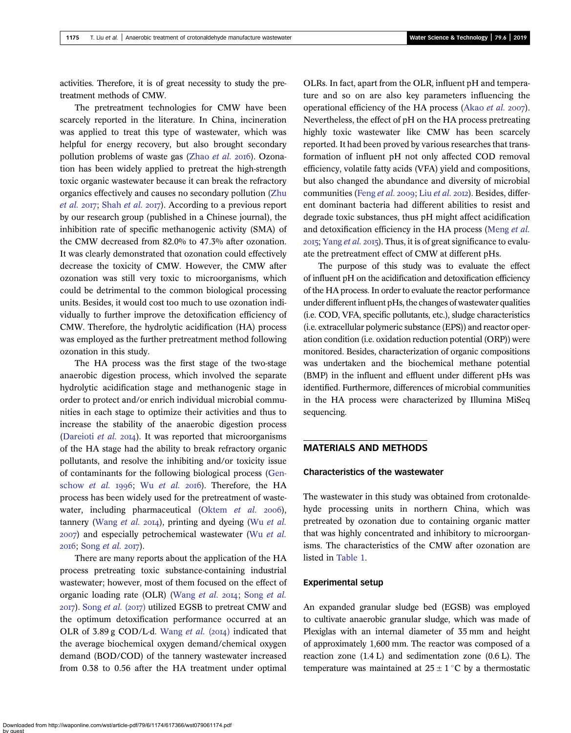activities. Therefore, it is of great necessity to study the pretreatment methods of CMW.

The pretreatment technologies for CMW have been scarcely reported in the literature. In China, incineration was applied to treat this type of wastewater, which was helpful for energy recovery, but also brought secondary pollution problems of waste gas (Zhao *et al.* 2016). Ozonation has been widely applied to pretreat the high-strength toxic organic wastewater because it can break the refractory organics effectively and causes no secondary pollution (Zhu *et al.* 2017; Shah *et al.* 2017). According to a previous report by our research group (published in a Chinese journal), the inhibition rate of specific methanogenic activity (SMA) of the CMW decreased from 82.0% to 47.3% after ozonation. It was clearly demonstrated that ozonation could effectively decrease the toxicity of CMW. However, the CMW after ozonation was still very toxic to microorganisms, which could be detrimental to the common biological processing units. Besides, it would cost too much to use ozonation individually to further improve the detoxification efficiency of CMW. Therefore, the hydrolytic acidification (HA) process was employed as the further pretreatment method following ozonation in this study.

The HA process was the first stage of the two-stage anaerobic digestion process, which involved the separate hydrolytic acidification stage and methanogenic stage in order to protect and/or enrich individual microbial communities in each stage to optimize their activities and thus to increase the stability of the anaerobic digestion process (Dareioti *et al.* 2014). It was reported that microorganisms of the HA stage had the ability to break refractory organic pollutants, and resolve the inhibiting and/or toxicity issue of contaminants for the following biological process (Genschow *et al.* 1996; Wu *et al.* 2016). Therefore, the HA process has been widely used for the pretreatment of wastewater, including pharmaceutical (Oktem *et al.* 2006), tannery (Wang *et al.* 2014), printing and dyeing (Wu *et al.* 2007) and especially petrochemical wastewater (Wu *et al.* 2016; Song *et al.* 2017).

There are many reports about the application of the HA process pretreating toxic substance-containing industrial wastewater; however, most of them focused on the effect of organic loading rate (OLR) (Wang *et al.* 2014; Song *et al.* 2017). Song *et al.* (2017) utilized EGSB to pretreat CMW and the optimum detoxification performance occurred at an OLR of 3.89 g COD/L·d. Wang *et al.* (2014) indicated that the average biochemical oxygen demand/chemical oxygen demand (BOD/COD) of the tannery wastewater increased from 0.38 to 0.56 after the HA treatment under optimal OLRs. In fact, apart from the OLR, influent pH and temperature and so on are also key parameters influencing the operational efficiency of the HA process (Akao *et al.* 2007). Nevertheless, the effect of pH on the HA process pretreating highly toxic wastewater like CMW has been scarcely reported. It had been proved by various researches that transformation of influent pH not only affected COD removal efficiency, volatile fatty acids (VFA) yield and compositions, but also changed the abundance and diversity of microbial communities (Feng *et al.* 2009; Liu *et al.* 2012). Besides, different dominant bacteria had different abilities to resist and degrade toxic substances, thus pH might affect acidification and detoxification efficiency in the HA process (Meng *et al.* 2015; Yang *et al.* 2015). Thus, it is of great significance to evaluate the pretreatment effect of CMW at different pHs.

The purpose of this study was to evaluate the effect of influent pH on the acidification and detoxification efficiency of the HA process. In order to evaluate the reactor performance under different influent pHs, the changes of wastewater qualities (i.e. COD, VFA, specific pollutants, etc.), sludge characteristics (i.e. extracellular polymeric substance (EPS)) and reactor operation condition (i.e. oxidation reduction potential (ORP)) were monitored. Besides, characterization of organic compositions was undertaken and the biochemical methane potential (BMP) in the influent and effluent under different pHs was identified. Furthermore, differences of microbial communities in the HA process were characterized by Illumina MiSeq sequencing.

## MATERIALS AND METHODS

### Characteristics of the wastewater

The wastewater in this study was obtained from crotonaldehyde processing units in northern China, which was pretreated by ozonation due to containing organic matter that was highly concentrated and inhibitory to microorganisms. The characteristics of the CMW after ozonation are listed in Table 1.

### Experimental setup

An expanded granular sludge bed (EGSB) was employed to cultivate anaerobic granular sludge, which was made of Plexiglas with an internal diameter of 35 mm and height of approximately 1,600 mm. The reactor was composed of a reaction zone (1.4 L) and sedimentation zone (0.6 L). The temperature was maintained at $25 \pm 1\ ^{\circ}C$ by a thermostatic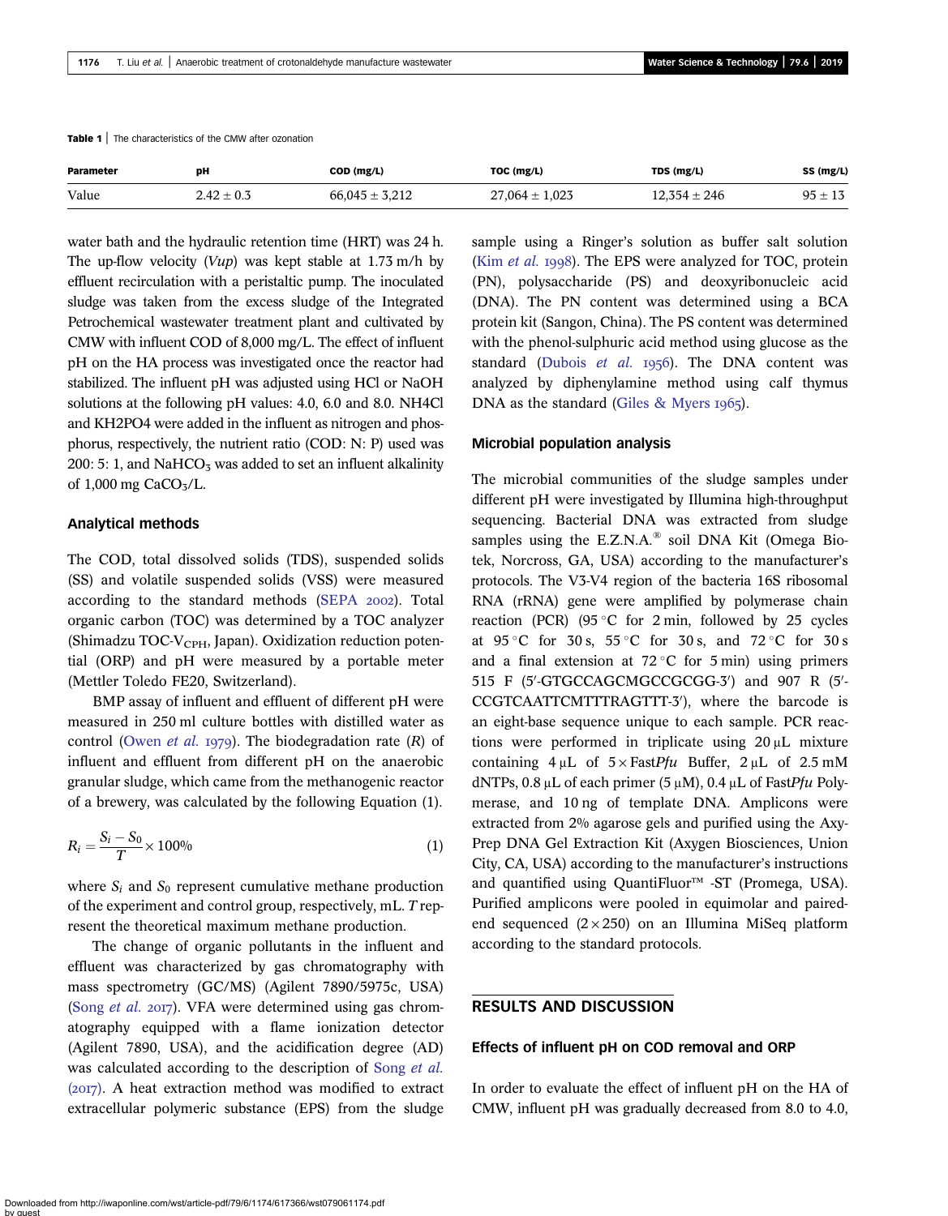**Table 1** | The characteristics of the CMW after ozonation

| Parameter | pH | COD (mg/L) | TOC (mg/L) | TDS (mg/L) | SS (mg/L) |
|---|---|---|---|---|---|
| Value | 2.42 ± 0.3 | 66,045 ± 3,212 | 27,064 ± 1,023 | 12,354 ± 246 | 95 ± 13 |

water bath and the hydraulic retention time (HRT) was 24 h. The up-flow velocity (*Vup*) was kept stable at 1.73 m/h by effluent recirculation with a peristaltic pump. The inoculated sludge was taken from the excess sludge of the Integrated Petrochemical wastewater treatment plant and cultivated by CMW with influent COD of 8,000 mg/L. The effect of influent pH on the HA process was investigated once the reactor had stabilized. The influent pH was adjusted using HCl or NaOH solutions at the following pH values: 4.0, 6.0 and 8.0. NH4Cl and KH2PO4 were added in the influent as nitrogen and phosphorus, respectively, the nutrient ratio (COD: N: P) used was 200: 5: 1, and $NaHCO_3$ was added to set an influent alkalinity of 1,000 mg $CaCO_3$/L.

## Analytical methods

The COD, total dissolved solids (TDS), suspended solids (SS) and volatile suspended solids (VSS) were measured according to the standard methods (SEPA 2002). Total organic carbon (TOC) was determined by a TOC analyzer (Shimadzu TOC-$V_{CPH}$, Japan). Oxidization reduction potential (ORP) and pH were measured by a portable meter (Mettler Toledo FE20, Switzerland).

BMP assay of influent and effluent of different pH were measured in 250 ml culture bottles with distilled water as control (Owen *et al.* 1979). The biodegradation rate (*R*) of influent and effluent from different pH on the anaerobic granular sludge, which came from the methanogenic reactor of a brewery, was calculated by the following Equation (1).

$$R_i = \frac{S_i - S_0}{T} \times 100\% \tag{1}$$

where $S_i$ and $S_0$ represent cumulative methane production of the experiment and control group, respectively, mL. *T* represent the theoretical maximum methane production.

The change of organic pollutants in the influent and effluent was characterized by gas chromatography with mass spectrometry (GC/MS) (Agilent 7890/5975c, USA) (Song *et al.* 2017). VFA were determined using gas chromatography equipped with a flame ionization detector (Agilent 7890, USA), and the acidification degree (AD) was calculated according to the description of Song *et al.* (2017). A heat extraction method was modified to extract extracellular polymeric substance (EPS) from the sludge sample using a Ringer's solution as buffer salt solution (Kim *et al.* 1998). The EPS were analyzed for TOC, protein (PN), polysaccharide (PS) and deoxyribonucleic acid (DNA). The PN content was determined using a BCA protein kit (Sangon, China). The PS content was determined with the phenol-sulphuric acid method using glucose as the standard (Dubois *et al.* 1956). The DNA content was analyzed by diphenylamine method using calf thymus DNA as the standard (Giles & Myers 1965).

## Microbial population analysis

The microbial communities of the sludge samples under different pH were investigated by Illumina high-throughput sequencing. Bacterial DNA was extracted from sludge samples using the E.Z.N.A.® soil DNA Kit (Omega Biotek, Norcross, GA, USA) according to the manufacturer's protocols. The V3-V4 region of the bacteria 16S ribosomal RNA (rRNA) gene were amplified by polymerase chain reaction (PCR) (95 °C for 2 min, followed by 25 cycles at 95 °C for 30 s, 55 °C for 30 s, and 72 °C for 30 s and a final extension at 72 °C for 5 min) using primers 515 F (5′-GTGCCAGCMGCCGCGG-3′) and 907 R (5′-CCGTCAATTCMTTTRAGTTT-3′), where the barcode is an eight-base sequence unique to each sample. PCR reactions were performed in triplicate using 20 μL mixture containing 4 μL of 5 × Fast*Pfu* Buffer, 2 μL of 2.5 mM dNTPs, 0.8 μL of each primer (5 μM), 0.4 μL of Fast*Pfu* Polymerase, and 10 ng of template DNA. Amplicons were extracted from 2% agarose gels and purified using the AxyPrep DNA Gel Extraction Kit (Axygen Biosciences, Union City, CA, USA) according to the manufacturer's instructions and quantified using QuantiFluor™ -ST (Promega, USA). Purified amplicons were pooled in equimolar and paired-end sequenced (2 × 250) on an Illumina MiSeq platform according to the standard protocols.

# RESULTS AND DISCUSSION

## Effects of influent pH on COD removal and ORP

In order to evaluate the effect of influent pH on the HA of CMW, influent pH was gradually decreased from 8.0 to 4.0,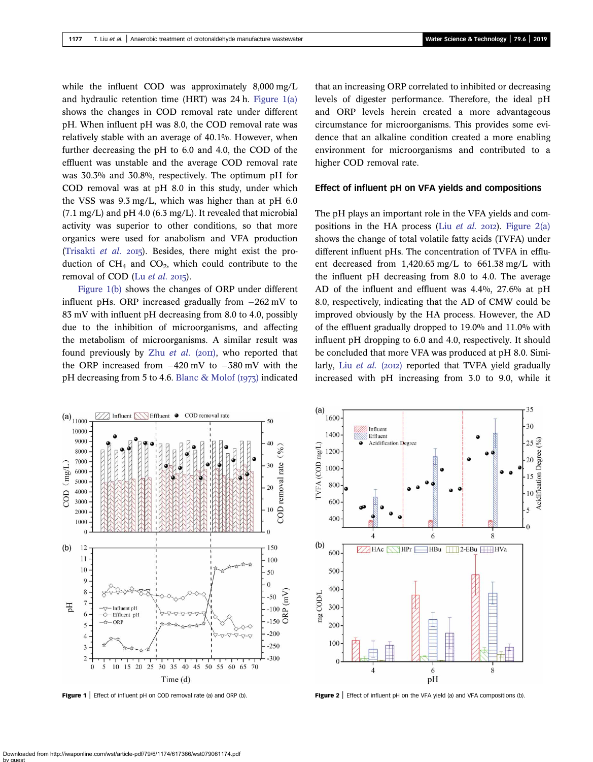while the influent COD was approximately 8,000 mg/L and hydraulic retention time (HRT) was 24 h. Figure 1(a) shows the changes in COD removal rate under different pH. When influent pH was 8.0, the COD removal rate was relatively stable with an average of 40.1%. However, when further decreasing the pH to 6.0 and 4.0, the COD of the effluent was unstable and the average COD removal rate was 30.3% and 30.8%, respectively. The optimum pH for COD removal was at pH 8.0 in this study, under which the VSS was 9.3 mg/L, which was higher than at pH 6.0 (7.1 mg/L) and pH 4.0 (6.3 mg/L). It revealed that microbial activity was superior to other conditions, so that more organics were used for anabolism and VFA production (Trisakti *et al.* 2015). Besides, there might exist the production of $CH_4$ and $CO_2$, which could contribute to the removal of COD (Lu *et al.* 2015).

Figure 1(b) shows the changes of ORP under different influent pHs. ORP increased gradually from −262 mV to 83 mV with influent pH decreasing from 8.0 to 4.0, possibly due to the inhibition of microorganisms, and affecting the metabolism of microorganisms. A similar result was found previously by Zhu *et al.* (2011), who reported that the ORP increased from −420 mV to −380 mV with the pH decreasing from 5 to 4.6. Blanc & Molof (1973) indicated that an increasing ORP correlated to inhibited or decreasing levels of digester performance. Therefore, the ideal pH and ORP levels herein created a more advantageous circumstance for microorganisms. This provides some evidence that an alkaline condition created a more enabling environment for microorganisms and contributed to a higher COD removal rate.

## Effect of influent pH on VFA yields and compositions

The pH plays an important role in the VFA yields and compositions in the HA process (Liu *et al.* 2012). Figure 2(a) shows the change of total volatile fatty acids (TVFA) under different influent pHs. The concentration of TVFA in effluent decreased from 1,420.65 mg/L to 661.38 mg/L with the influent pH decreasing from 8.0 to 4.0. The average AD of the influent and effluent was 4.4%, 27.6% at pH 8.0, respectively, indicating that the AD of CMW could be improved obviously by the HA process. However, the AD of the effluent gradually dropped to 19.0% and 11.0% with influent pH dropping to 6.0 and 4.0, respectively. It should be concluded that more VFA was produced at pH 8.0. Similarly, Liu *et al.* (2012) reported that TVFA yield gradually increased with pH increasing from 3.0 to 9.0, while it

**Figure 1** | Effect of influent pH on COD removal rate (a) and ORP (b).

**Figure 2** | Effect of influent pH on the VFA yield (a) and VFA compositions (b).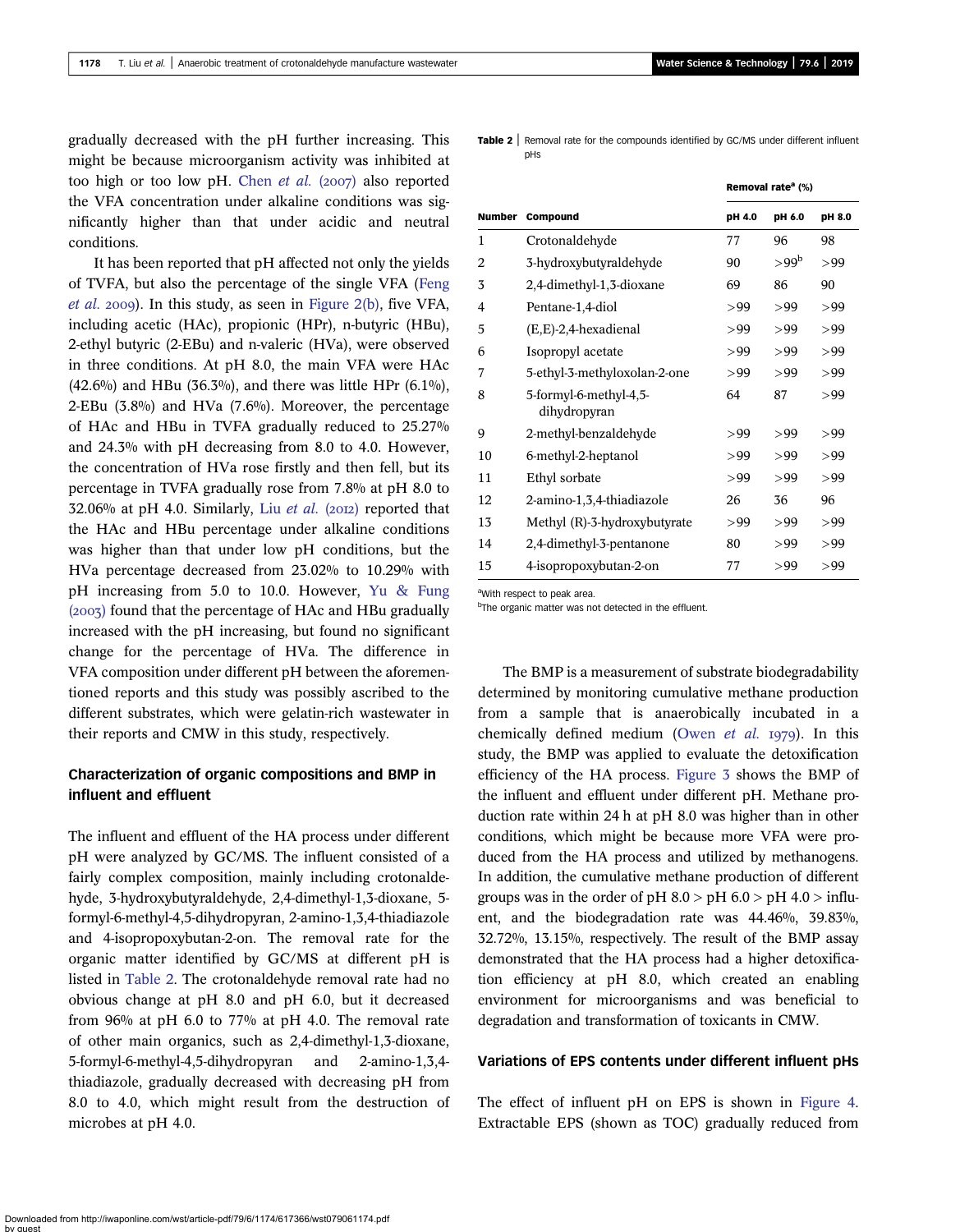gradually decreased with the pH further increasing. This might be because microorganism activity was inhibited at too high or too low pH. Chen *et al.* (2007) also reported the VFA concentration under alkaline conditions was significantly higher than that under acidic and neutral conditions.

It has been reported that pH affected not only the yields of TVFA, but also the percentage of the single VFA (Feng *et al.* 2009). In this study, as seen in Figure 2(b), five VFA, including acetic (HAc), propionic (HPr), n-butyric (HBu), 2-ethyl butyric (2-EBu) and n-valeric (HVa), were observed in three conditions. At pH 8.0, the main VFA were HAc (42.6%) and HBu (36.3%), and there was little HPr (6.1%), 2-EBu (3.8%) and HVa (7.6%). Moreover, the percentage of HAc and HBu in TVFA gradually reduced to 25.27% and 24.3% with pH decreasing from 8.0 to 4.0. However, the concentration of HVa rose firstly and then fell, but its percentage in TVFA gradually rose from 7.8% at pH 8.0 to 32.06% at pH 4.0. Similarly, Liu *et al.* (2012) reported that the HAc and HBu percentage under alkaline conditions was higher than that under low pH conditions, but the HVa percentage decreased from 23.02% to 10.29% with pH increasing from 5.0 to 10.0. However, Yu & Fung (2003) found that the percentage of HAc and HBu gradually increased with the pH increasing, but found no significant change for the percentage of HVa. The difference in VFA composition under different pH between the aforementioned reports and this study was possibly ascribed to the different substrates, which were gelatin-rich wastewater in their reports and CMW in this study, respectively.

## Characterization of organic compositions and BMP in influent and effluent

The influent and effluent of the HA process under different pH were analyzed by GC/MS. The influent consisted of a fairly complex composition, mainly including crotonaldehyde, 3-hydroxybutyraldehyde, 2,4-dimethyl-1,3-dioxane, 5-formyl-6-methyl-4,5-dihydropyran, 2-amino-1,3,4-thiadiazole and 4-isopropoxybutan-2-on. The removal rate for the organic matter identified by GC/MS at different pH is listed in Table 2. The crotonaldehyde removal rate had no obvious change at pH 8.0 and pH 6.0, but it decreased from 96% at pH 6.0 to 77% at pH 4.0. The removal rate of other main organics, such as 2,4-dimethyl-1,3-dioxane, 5-formyl-6-methyl-4,5-dihydropyran and 2-amino-1,3,4-thiadiazole, gradually decreased with decreasing pH from 8.0 to 4.0, which might result from the destruction of microbes at pH 4.0.

**Table 2** | Removal rate for the compounds identified by GC/MS under different influent pHs

| | | Removal rate[a] (%) | | |
|---|---|---|---|---|
| **Number** | **Compound** | **pH 4.0** | **pH 6.0** | **pH 8.0** |
| 1 | Crotonaldehyde | 77 | 96 | 98 |
| 2 | 3-hydroxybutyraldehyde | 90 | >99[b] | >99 |
| 3 | 2,4-dimethyl-1,3-dioxane | 69 | 86 | 90 |
| 4 | Pentane-1,4-diol | >99 | >99 | >99 |
| 5 | (E,E)-2,4-hexadienal | >99 | >99 | >99 |
| 6 | Isopropyl acetate | >99 | >99 | >99 |
| 7 | 5-ethyl-3-methyloxolan-2-one | >99 | >99 | >99 |
| 8 | 5-formyl-6-methyl-4,5-dihydropyran | 64 | 87 | >99 |
| 9 | 2-methyl-benzaldehyde | >99 | >99 | >99 |
| 10 | 6-methyl-2-heptanol | >99 | >99 | >99 |
| 11 | Ethyl sorbate | >99 | >99 | >99 |
| 12 | 2-amino-1,3,4-thiadiazole | 26 | 36 | 96 |
| 13 | Methyl (R)-3-hydroxybutyrate | >99 | >99 | >99 |
| 14 | 2,4-dimethyl-3-pentanone | 80 | >99 | >99 |
| 15 | 4-isopropoxybutan-2-on | 77 | >99 | >99 |

[a]With respect to peak area.
[b]The organic matter was not detected in the effluent.

The BMP is a measurement of substrate biodegradability determined by monitoring cumulative methane production from a sample that is anaerobically incubated in a chemically defined medium (Owen *et al.* 1979). In this study, the BMP was applied to evaluate the detoxification efficiency of the HA process. Figure 3 shows the BMP of the influent and effluent under different pH. Methane production rate within 24 h at pH 8.0 was higher than in other conditions, which might be because more VFA were produced from the HA process and utilized by methanogens. In addition, the cumulative methane production of different groups was in the order of pH 8.0 > pH 6.0 > pH 4.0 > influent, and the biodegradation rate was 44.46%, 39.83%, 32.72%, 13.15%, respectively. The result of the BMP assay demonstrated that the HA process had a higher detoxification efficiency at pH 8.0, which created an enabling environment for microorganisms and was beneficial to degradation and transformation of toxicants in CMW.

## Variations of EPS contents under different influent pHs

The effect of influent pH on EPS is shown in Figure 4. Extractable EPS (shown as TOC) gradually reduced from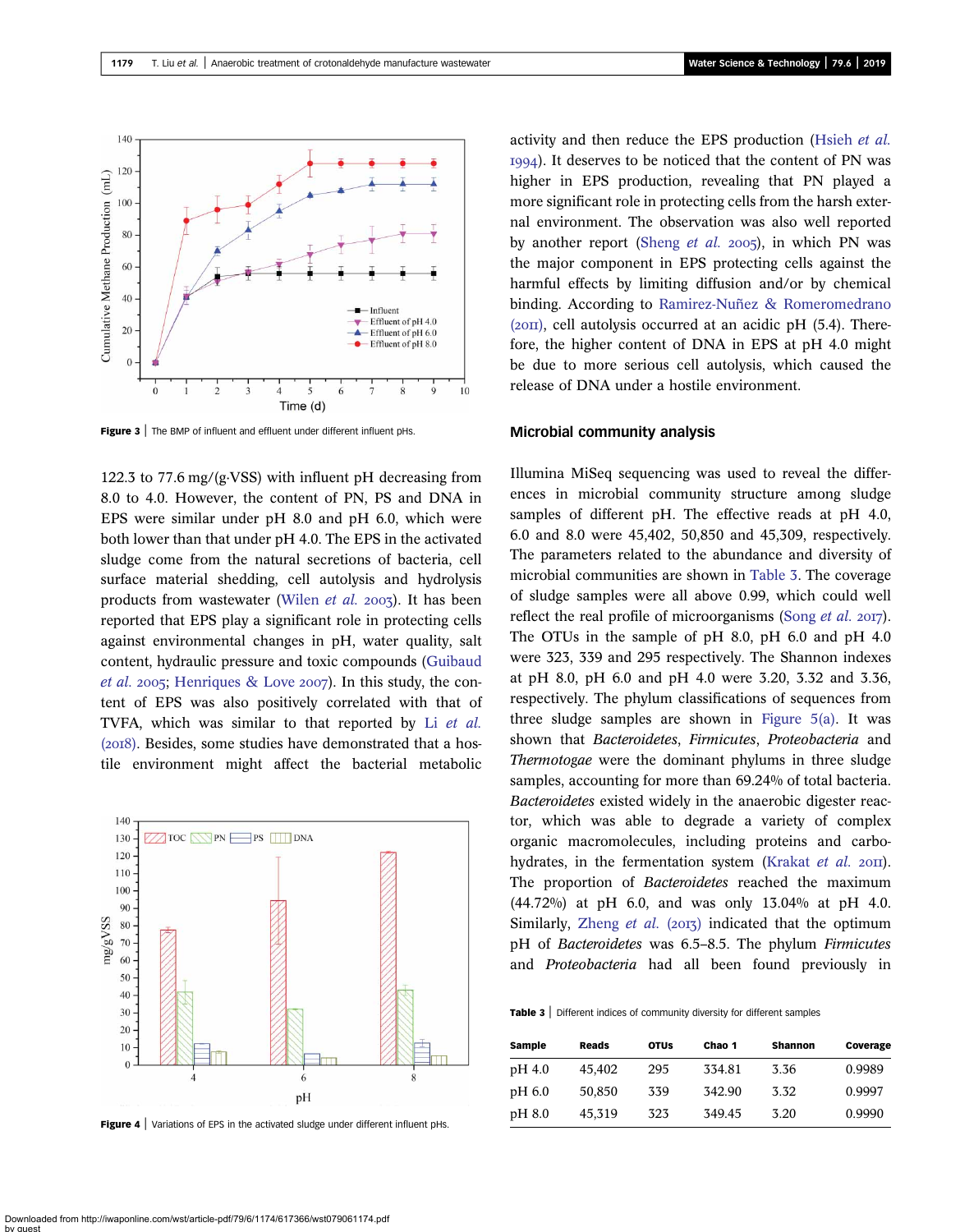Figure 3 | The BMP of influent and effluent under different influent pHs.

122.3 to 77.6 mg/(g·VSS) with influent pH decreasing from 8.0 to 4.0. However, the content of PN, PS and DNA in EPS were similar under pH 8.0 and pH 6.0, which were both lower than that under pH 4.0. The EPS in the activated sludge come from the natural secretions of bacteria, cell surface material shedding, cell autolysis and hydrolysis products from wastewater (Wilen *et al.* 2003). It has been reported that EPS play a significant role in protecting cells against environmental changes in pH, water quality, salt content, hydraulic pressure and toxic compounds (Guibaud *et al.* 2005; Henriques & Love 2007). In this study, the content of EPS was also positively correlated with that of TVFA, which was similar to that reported by Li *et al.* (2018). Besides, some studies have demonstrated that a hostile environment might affect the bacterial metabolic activity and then reduce the EPS production (Hsieh *et al.* 1994). It deserves to be noticed that the content of PN was higher in EPS production, revealing that PN played a more significant role in protecting cells from the harsh external environment. The observation was also well reported by another report (Sheng *et al.* 2005), in which PN was the major component in EPS protecting cells against the harmful effects by limiting diffusion and/or by chemical binding. According to Ramirez-Nuñez & Romeromedrano (2011), cell autolysis occurred at an acidic pH (5.4). Therefore, the higher content of DNA in EPS at pH 4.0 might be due to more serious cell autolysis, which caused the release of DNA under a hostile environment.

Figure 4 | Variations of EPS in the activated sludge under different influent pHs.

## Microbial community analysis

Illumina MiSeq sequencing was used to reveal the differences in microbial community structure among sludge samples of different pH. The effective reads at pH 4.0, 6.0 and 8.0 were 45,402, 50,850 and 45,309, respectively. The parameters related to the abundance and diversity of microbial communities are shown in Table 3. The coverage of sludge samples were all above 0.99, which could well reflect the real profile of microorganisms (Song *et al.* 2017). The OTUs in the sample of pH 8.0, pH 6.0 and pH 4.0 were 323, 339 and 295 respectively. The Shannon indexes at pH 8.0, pH 6.0 and pH 4.0 were 3.20, 3.32 and 3.36, respectively. The phylum classifications of sequences from three sludge samples are shown in Figure 5(a). It was shown that *Bacteroidetes*, *Firmicutes*, *Proteobacteria* and *Thermotogae* were the dominant phylums in three sludge samples, accounting for more than 69.24% of total bacteria. *Bacteroidetes* existed widely in the anaerobic digester reactor, which was able to degrade a variety of complex organic macromolecules, including proteins and carbohydrates, in the fermentation system (Krakat *et al.* 2011). The proportion of *Bacteroidetes* reached the maximum (44.72%) at pH 6.0, and was only 13.04% at pH 4.0. Similarly, Zheng *et al.* (2013) indicated that the optimum pH of *Bacteroidetes* was 6.5–8.5. The phylum *Firmicutes* and *Proteobacteria* had all been found previously in

Table 3 | Different indices of community diversity for different samples

| Sample | Reads | OTUs | Chao 1 | Shannon | Coverage |
|---|---|---|---|---|---|
| pH 4.0 | 45,402 | 295 | 334.81 | 3.36 | 0.9989 |
| pH 6.0 | 50,850 | 339 | 342.90 | 3.32 | 0.9997 |
| pH 8.0 | 45,319 | 323 | 349.45 | 3.20 | 0.9990 |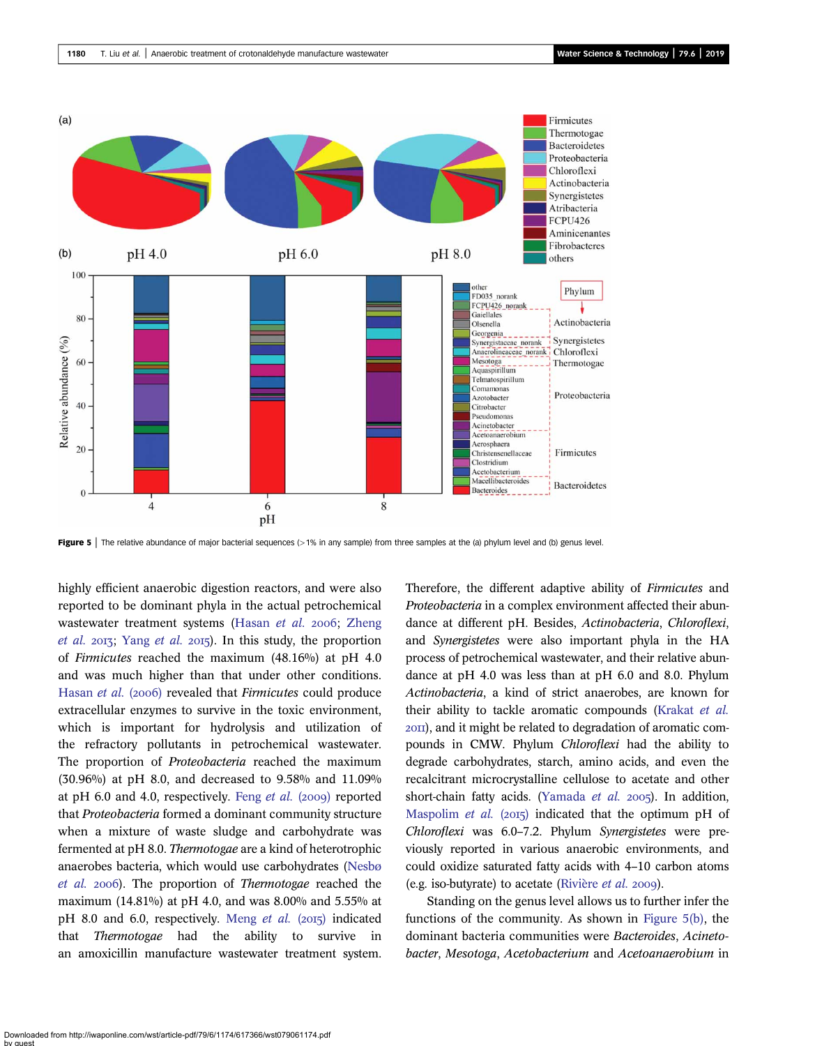**Figure 5** | The relative abundance of major bacterial sequences (>1% in any sample) from three samples at the (a) phylum level and (b) genus level.

highly efficient anaerobic digestion reactors, and were also reported to be dominant phyla in the actual petrochemical wastewater treatment systems (Hasan *et al.* 2006; Zheng *et al.* 2013; Yang *et al.* 2015). In this study, the proportion of *Firmicutes* reached the maximum (48.16%) at pH 4.0 and was much higher than that under other conditions. Hasan *et al.* (2006) revealed that *Firmicutes* could produce extracellular enzymes to survive in the toxic environment, which is important for hydrolysis and utilization of the refractory pollutants in petrochemical wastewater. The proportion of *Proteobacteria* reached the maximum (30.96%) at pH 8.0, and decreased to 9.58% and 11.09% at pH 6.0 and 4.0, respectively. Feng *et al.* (2009) reported that *Proteobacteria* formed a dominant community structure when a mixture of waste sludge and carbohydrate was fermented at pH 8.0. *Thermotogae* are a kind of heterotrophic anaerobes bacteria, which would use carbohydrates (Nesbø *et al.* 2006). The proportion of *Thermotogae* reached the maximum (14.81%) at pH 4.0, and was 8.00% and 5.55% at pH 8.0 and 6.0, respectively. Meng *et al.* (2015) indicated that *Thermotogae* had the ability to survive in an amoxicillin manufacture wastewater treatment system. Therefore, the different adaptive ability of *Firmicutes* and *Proteobacteria* in a complex environment affected their abundance at different pH. Besides, *Actinobacteria*, *Chloroflexi*, and *Synergistetes* were also important phyla in the HA process of petrochemical wastewater, and their relative abundance at pH 4.0 was less than at pH 6.0 and 8.0. Phylum *Actinobacteria*, a kind of strict anaerobes, are known for their ability to tackle aromatic compounds (Krakat *et al.* 2011), and it might be related to degradation of aromatic compounds in CMW. Phylum *Chloroflexi* had the ability to degrade carbohydrates, starch, amino acids, and even the recalcitrant microcrystalline cellulose to acetate and other short-chain fatty acids. (Yamada *et al.* 2005). In addition, Maspolim *et al.* (2015) indicated that the optimum pH of *Chloroflexi* was 6.0–7.2. Phylum *Synergistetes* were previously reported in various anaerobic environments, and could oxidize saturated fatty acids with 4–10 carbon atoms (e.g. iso-butyrate) to acetate (Rivière *et al.* 2009).

Standing on the genus level allows us to further infer the functions of the community. As shown in Figure 5(b), the dominant bacteria communities were *Bacteroides*, *Acinetobacter*, *Mesotoga*, *Acetobacterium* and *Acetoanaerobium* in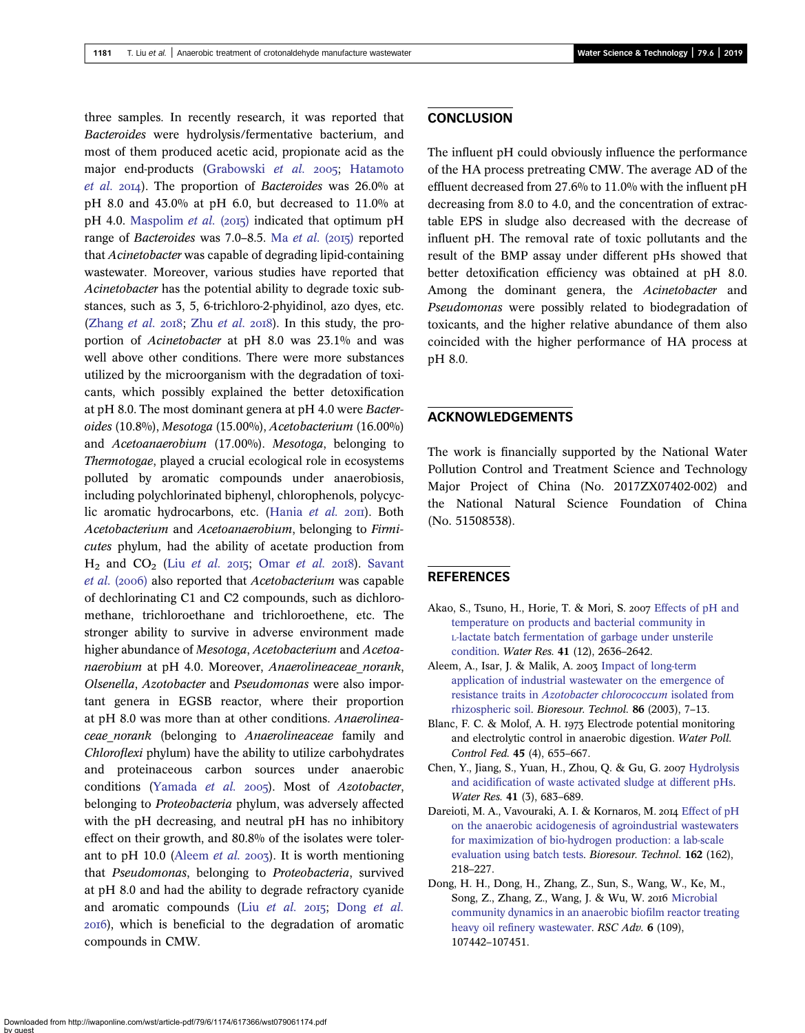three samples. In recently research, it was reported that *Bacteroides* were hydrolysis/fermentative bacterium, and most of them produced acetic acid, propionate acid as the major end-products (Grabowski *et al.* 2005; Hatamoto *et al.* 2014). The proportion of *Bacteroides* was 26.0% at pH 8.0 and 43.0% at pH 6.0, but decreased to 11.0% at pH 4.0. Maspolim *et al.* (2015) indicated that optimum pH range of *Bacteroides* was 7.0–8.5. Ma *et al.* (2015) reported that *Acinetobacter* was capable of degrading lipid-containing wastewater. Moreover, various studies have reported that *Acinetobacter* has the potential ability to degrade toxic substances, such as 3, 5, 6-trichloro-2-phyidinol, azo dyes, etc. (Zhang *et al.* 2018; Zhu *et al.* 2018). In this study, the proportion of *Acinetobacter* at pH 8.0 was 23.1% and was well above other conditions. There were more substances utilized by the microorganism with the degradation of toxicants, which possibly explained the better detoxification at pH 8.0. The most dominant genera at pH 4.0 were *Bacteroides* (10.8%), *Mesotoga* (15.00%), *Acetobacterium* (16.00%) and *Acetoanaerobium* (17.00%). *Mesotoga*, belonging to *Thermotogae*, played a crucial ecological role in ecosystems polluted by aromatic compounds under anaerobiosis, including polychlorinated biphenyl, chlorophenols, polycyclic aromatic hydrocarbons, etc. (Hania *et al.* 2011). Both *Acetobacterium* and *Acetoanaerobium*, belonging to *Firmicutes* phylum, had the ability of acetate production from $H_2$ and $CO_2$ (Liu *et al.* 2015; Omar *et al.* 2018). Savant *et al.* (2006) also reported that *Acetobacterium* was capable of dechlorinating C1 and C2 compounds, such as dichloromethane, trichloroethane and trichloroethene, etc. The stronger ability to survive in adverse environment made higher abundance of *Mesotoga*, *Acetobacterium* and *Acetoanaerobium* at pH 4.0. Moreover, *Anaerolineaceae_norank*, *Olsenella*, *Azotobacter* and *Pseudomonas* were also important genera in EGSB reactor, where their proportion at pH 8.0 was more than at other conditions. *Anaerolineaceae_norank* (belonging to *Anaerolineaceae* family and *Chloroflexi* phylum) have the ability to utilize carbohydrates and proteinaceous carbon sources under anaerobic conditions (Yamada *et al.* 2005). Most of *Azotobacter*, belonging to *Proteobacteria* phylum, was adversely affected with the pH decreasing, and neutral pH has no inhibitory effect on their growth, and 80.8% of the isolates were tolerant to pH 10.0 (Aleem *et al.* 2003). It is worth mentioning that *Pseudomonas*, belonging to *Proteobacteria*, survived at pH 8.0 and had the ability to degrade refractory cyanide and aromatic compounds (Liu *et al.* 2015; Dong *et al.* 2016), which is beneficial to the degradation of aromatic compounds in CMW.

## CONCLUSION

The influent pH could obviously influence the performance of the HA process pretreating CMW. The average AD of the effluent decreased from 27.6% to 11.0% with the influent pH decreasing from 8.0 to 4.0, and the concentration of extractable EPS in sludge also decreased with the decrease of influent pH. The removal rate of toxic pollutants and the result of the BMP assay under different pHs showed that better detoxification efficiency was obtained at pH 8.0. Among the dominant genera, the *Acinetobacter* and *Pseudomonas* were possibly related to biodegradation of toxicants, and the higher relative abundance of them also coincided with the higher performance of HA process at pH 8.0.

## ACKNOWLEDGEMENTS

The work is financially supported by the National Water Pollution Control and Treatment Science and Technology Major Project of China (No. 2017ZX07402-002) and the National Natural Science Foundation of China (No. 51508538).

## REFERENCES

Akao, S., Tsuno, H., Horie, T. & Mori, S. 2007 Effects of pH and temperature on products and bacterial community in L-lactate batch fermentation of garbage under unsterile condition. *Water Res.* **41** (12), 2636–2642.

Aleem, A., Isar, J. & Malik, A. 2003 Impact of long-term application of industrial wastewater on the emergence of resistance traits in *Azotobacter chlorococcum* isolated from rhizospheric soil. *Bioresour. Technol.* **86** (2003), 7–13.

Blanc, F. C. & Molof, A. H. 1973 Electrode potential monitoring and electrolytic control in anaerobic digestion. *Water Poll. Control Fed.* **45** (4), 655–667.

Chen, Y., Jiang, S., Yuan, H., Zhou, Q. & Gu, G. 2007 Hydrolysis and acidification of waste activated sludge at different pHs. *Water Res.* **41** (3), 683–689.

Dareioti, M. A., Vavouraki, A. I. & Kornaros, M. 2014 Effect of pH on the anaerobic acidogenesis of agroindustrial wastewaters for maximization of bio-hydrogen production: a lab-scale evaluation using batch tests. *Bioresour. Technol.* **162** (162), 218–227.

Dong, H. H., Dong, H., Zhang, Z., Sun, S., Wang, W., Ke, M., Song, Z., Zhang, Z., Wang, J. & Wu, W. 2016 Microbial community dynamics in an anaerobic biofilm reactor treating heavy oil refinery wastewater. *RSC Adv.* **6** (109), 107442–107451.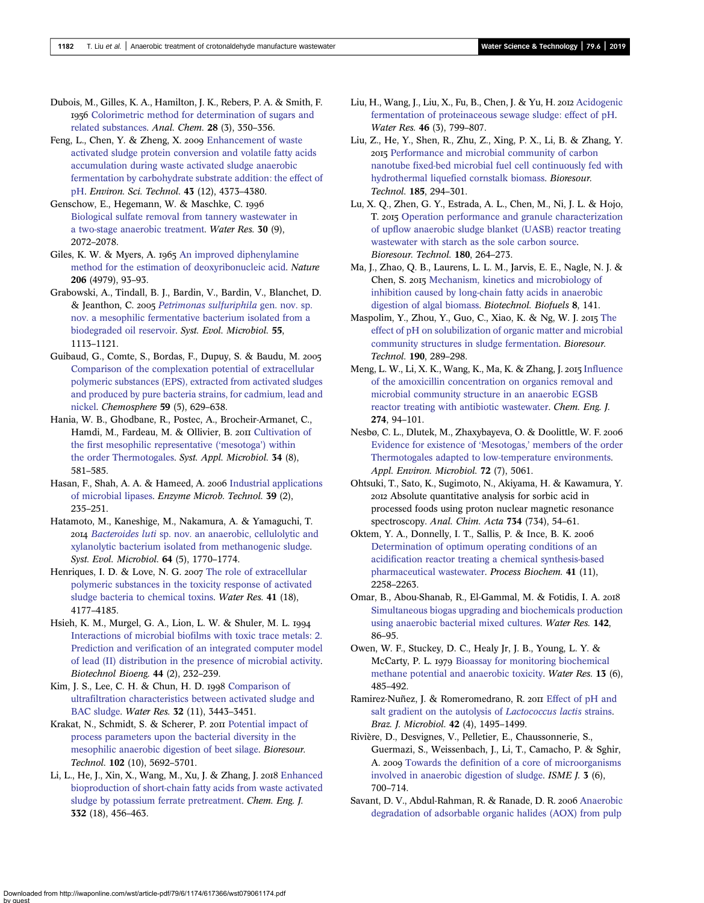Dubois, M., Gilles, K. A., Hamilton, J. K., Rebers, P. A. & Smith, F. 1956 Colorimetric method for determination of sugars and related substances. *Anal. Chem.* **28** (3), 350–356.

Feng, L., Chen, Y. & Zheng, X. 2009 Enhancement of waste activated sludge protein conversion and volatile fatty acids accumulation during waste activated sludge anaerobic fermentation by carbohydrate substrate addition: the effect of pH. *Environ. Sci. Technol.* **43** (12), 4373–4380.

Genschow, E., Hegemann, W. & Maschke, C. 1996 Biological sulfate removal from tannery wastewater in a two-stage anaerobic treatment. *Water Res.* **30** (9), 2072–2078.

Giles, K. W. & Myers, A. 1965 An improved diphenylamine method for the estimation of deoxyribonucleic acid. *Nature* **206** (4979), 93–93.

Grabowski, A., Tindall, B. J., Bardin, V., Bardin, V., Blanchet, D. & Jeanthon, C. 2005 *Petrimonas sulfuriphila* gen. nov. sp. nov. a mesophilic fermentative bacterium isolated from a biodegraded oil reservoir. *Syst. Evol. Microbiol.* **55**, 1113–1121.

Guibaud, G., Comte, S., Bordas, F., Dupuy, S. & Baudu, M. 2005 Comparison of the complexation potential of extracellular polymeric substances (EPS), extracted from activated sludges and produced by pure bacteria strains, for cadmium, lead and nickel. *Chemosphere* **59** (5), 629–638.

Hania, W. B., Ghodbane, R., Postec, A., Brocheir-Armanet, C., Hamdi, M., Fardeau, M. & Ollivier, B. 2011 Cultivation of the first mesophilic representative ('mesotoga') within the order Thermotogales. *Syst. Appl. Microbiol.* **34** (8), 581–585.

Hasan, F., Shah, A. A. & Hameed, A. 2006 Industrial applications of microbial lipases. *Enzyme Microb. Technol.* **39** (2), 235–251.

Hatamoto, M., Kaneshige, M., Nakamura, A. & Yamaguchi, T. 2014 *Bacteroides luti* sp. nov. an anaerobic, cellulolytic and xylanolytic bacterium isolated from methanogenic sludge. *Syst. Evol. Microbiol.* **64** (5), 1770–1774.

Henriques, I. D. & Love, N. G. 2007 The role of extracellular polymeric substances in the toxicity response of activated sludge bacteria to chemical toxins. *Water Res.* **41** (18), 4177–4185.

Hsieh, K. M., Murgel, G. A., Lion, L. W. & Shuler, M. L. 1994 Interactions of microbial biofilms with toxic trace metals: 2. Prediction and verification of an integrated computer model of lead (II) distribution in the presence of microbial activity. *Biotechnol Bioeng.* **44** (2), 232–239.

Kim, J. S., Lee, C. H. & Chun, H. D. 1998 Comparison of ultrafiltration characteristics between activated sludge and BAC sludge. *Water Res.* **32** (11), 3443–3451.

Krakat, N., Schmidt, S. & Scherer, P. 2011 Potential impact of process parameters upon the bacterial diversity in the mesophilic anaerobic digestion of beet silage. *Bioresour. Technol.* **102** (10), 5692–5701.

Li, L., He, J., Xin, X., Wang, M., Xu, J. & Zhang, J. 2018 Enhanced bioproduction of short-chain fatty acids from waste activated sludge by potassium ferrate pretreatment. *Chem. Eng. J.* **332** (18), 456–463.

Liu, H., Wang, J., Liu, X., Fu, B., Chen, J. & Yu, H. 2012 Acidogenic fermentation of proteinaceous sewage sludge: effect of pH. *Water Res.* **46** (3), 799–807.

Liu, Z., He, Y., Shen, R., Zhu, Z., Xing, P. X., Li, B. & Zhang, Y. 2015 Performance and microbial community of carbon nanotube fixed-bed microbial fuel cell continuously fed with hydrothermal liquefied cornstalk biomass. *Bioresour. Technol.* **185**, 294–301.

Lu, X. Q., Zhen, G. Y., Estrada, A. L., Chen, M., Ni, J. L. & Hojo, T. 2015 Operation performance and granule characterization of upflow anaerobic sludge blanket (UASB) reactor treating wastewater with starch as the sole carbon source. *Bioresour. Technol.* **180**, 264–273.

Ma, J., Zhao, Q. B., Laurens, L. L. M., Jarvis, E. E., Nagle, N. J. & Chen, S. 2015 Mechanism, kinetics and microbiology of inhibition caused by long-chain fatty acids in anaerobic digestion of algal biomass. *Biotechnol. Biofuels* **8**, 141.

Maspolim, Y., Zhou, Y., Guo, C., Xiao, K. & Ng, W. J. 2015 The effect of pH on solubilization of organic matter and microbial community structures in sludge fermentation. *Bioresour. Technol.* **190**, 289–298.

Meng, L. W., Li, X. K., Wang, K., Ma, K. & Zhang, J. 2015 Influence of the amoxicillin concentration on organics removal and microbial community structure in an anaerobic EGSB reactor treating with antibiotic wastewater. *Chem. Eng. J.* **274**, 94–101.

Nesbø, C. L., Dlutek, M., Zhaxybayeva, O. & Doolittle, W. F. 2006 Evidence for existence of 'Mesotogas,' members of the order Thermotogales adapted to low-temperature environments. *Appl. Environ. Microbiol.* **72** (7), 5061.

Ohtsuki, T., Sato, K., Sugimoto, N., Akiyama, H. & Kawamura, Y. 2012 Absolute quantitative analysis for sorbic acid in processed foods using proton nuclear magnetic resonance spectroscopy. *Anal. Chim. Acta* **734** (734), 54–61.

Oktem, Y. A., Donnelly, I. T., Sallis, P. & Ince, B. K. 2006 Determination of optimum operating conditions of an acidification reactor treating a chemical synthesis-based pharmaceutical wastewater. *Process Biochem.* **41** (11), 2258–2263.

Omar, B., Abou-Shanab, R., El-Gammal, M. & Fotidis, I. A. 2018 Simultaneous biogas upgrading and biochemicals production using anaerobic bacterial mixed cultures. *Water Res.* **142**, 86–95.

Owen, W. F., Stuckey, D. C., Healy Jr, J. B., Young, L. Y. & McCarty, P. L. 1979 Bioassay for monitoring biochemical methane potential and anaerobic toxicity. *Water Res.* **13** (6), 485–492.

Ramirez-Nuñez, J. & Romeromedrano, R. 2011 Effect of pH and salt gradient on the autolysis of *Lactococcus lactis* strains. *Braz. J. Microbiol.* **42** (4), 1495–1499.

Rivière, D., Desvignes, V., Pelletier, E., Chaussonnerie, S., Guermazi, S., Weissenbach, J., Li, T., Camacho, P. & Sghir, A. 2009 Towards the definition of a core of microorganisms involved in anaerobic digestion of sludge. *ISME J.* **3** (6), 700–714.

Savant, D. V., Abdul-Rahman, R. & Ranade, D. R. 2006 Anaerobic degradation of adsorbable organic halides (AOX) from pulp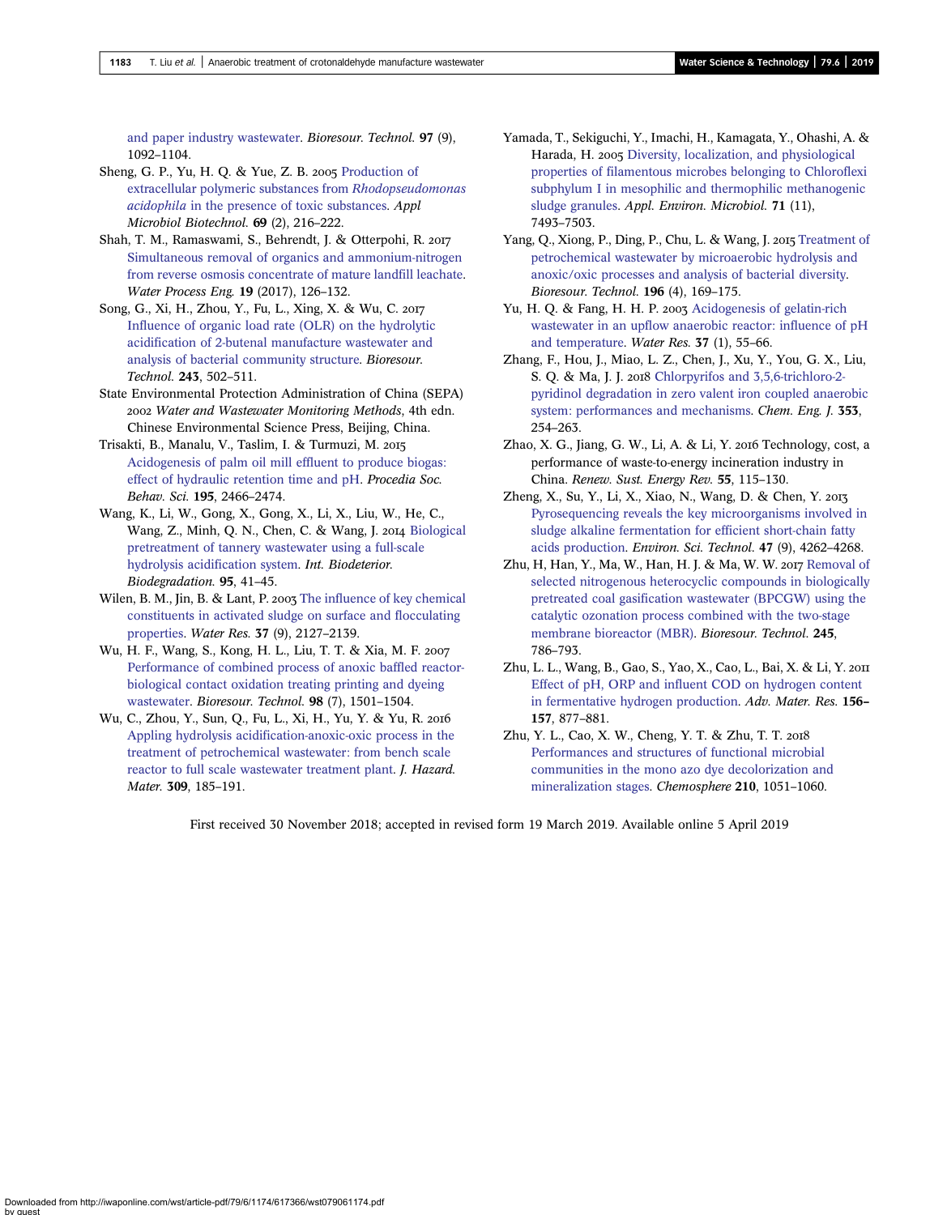and paper industry wastewater. *Bioresour. Technol.* **97** (9), 1092–1104.

Sheng, G. P., Yu, H. Q. & Yue, Z. B. 2005 Production of extracellular polymeric substances from *Rhodopseudomonas acidophila* in the presence of toxic substances. *Appl Microbiol Biotechnol.* **69** (2), 216–222.

Shah, T. M., Ramaswami, S., Behrendt, J. & Otterpohi, R. 2017 Simultaneous removal of organics and ammonium-nitrogen from reverse osmosis concentrate of mature landfill leachate. *Water Process Eng.* **19** (2017), 126–132.

Song, G., Xi, H., Zhou, Y., Fu, L., Xing, X. & Wu, C. 2017 Influence of organic load rate (OLR) on the hydrolytic acidification of 2-butenal manufacture wastewater and analysis of bacterial community structure. *Bioresour. Technol.* **243**, 502–511.

State Environmental Protection Administration of China (SEPA) 2002 *Water and Wastewater Monitoring Methods*, 4th edn. Chinese Environmental Science Press, Beijing, China.

Trisakti, B., Manalu, V., Taslim, I. & Turmuzi, M. 2015 Acidogenesis of palm oil mill effluent to produce biogas: effect of hydraulic retention time and pH. *Procedia Soc. Behav. Sci.* **195**, 2466–2474.

Wang, K., Li, W., Gong, X., Gong, X., Li, X., Liu, W., He, C., Wang, Z., Minh, Q. N., Chen, C. & Wang, J. 2014 Biological pretreatment of tannery wastewater using a full-scale hydrolysis acidification system. *Int. Biodeterior. Biodegradation.* **95**, 41–45.

Wilen, B. M., Jin, B. & Lant, P. 2003 The influence of key chemical constituents in activated sludge on surface and flocculating properties. *Water Res.* **37** (9), 2127–2139.

Wu, H. F., Wang, S., Kong, H. L., Liu, T. T. & Xia, M. F. 2007 Performance of combined process of anoxic baffled reactor-biological contact oxidation treating printing and dyeing wastewater. *Bioresour. Technol.* **98** (7), 1501–1504.

Wu, C., Zhou, Y., Sun, Q., Fu, L., Xi, H., Yu, Y. & Yu, R. 2016 Appling hydrolysis acidification-anoxic-oxic process in the treatment of petrochemical wastewater: from bench scale reactor to full scale wastewater treatment plant. *J. Hazard. Mater.* **309**, 185–191.

Yamada, T., Sekiguchi, Y., Imachi, H., Kamagata, Y., Ohashi, A. & Harada, H. 2005 Diversity, localization, and physiological properties of filamentous microbes belonging to Chloroflexi subphylum I in mesophilic and thermophilic methanogenic sludge granules. *Appl. Environ. Microbiol.* **71** (11), 7493–7503.

Yang, Q., Xiong, P., Ding, P., Chu, L. & Wang, J. 2015 Treatment of petrochemical wastewater by microaerobic hydrolysis and anoxic/oxic processes and analysis of bacterial diversity. *Bioresour. Technol.* **196** (4), 169–175.

Yu, H. Q. & Fang, H. H. P. 2003 Acidogenesis of gelatin-rich wastewater in an upflow anaerobic reactor: influence of pH and temperature. *Water Res.* **37** (1), 55–66.

Zhang, F., Hou, J., Miao, L. Z., Chen, J., Xu, Y., You, G. X., Liu, S. Q. & Ma, J. J. 2018 Chlorpyrifos and 3,5,6-trichloro-2-pyridinol degradation in zero valent iron coupled anaerobic system: performances and mechanisms. *Chem. Eng. J.* **353**, 254–263.

Zhao, X. G., Jiang, G. W., Li, A. & Li, Y. 2016 Technology, cost, a performance of waste-to-energy incineration industry in China. *Renew. Sust. Energy Rev.* **55**, 115–130.

Zheng, X., Su, Y., Li, X., Xiao, N., Wang, D. & Chen, Y. 2013 Pyrosequencing reveals the key microorganisms involved in sludge alkaline fermentation for efficient short-chain fatty acids production. *Environ. Sci. Technol.* **47** (9), 4262–4268.

Zhu, H, Han, Y., Ma, W., Han, H. J. & Ma, W. W. 2017 Removal of selected nitrogenous heterocyclic compounds in biologically pretreated coal gasification wastewater (BPCGW) using the catalytic ozonation process combined with the two-stage membrane bioreactor (MBR). *Bioresour. Technol.* **245**, 786–793.

Zhu, L. L., Wang, B., Gao, S., Yao, X., Cao, L., Bai, X. & Li, Y. 2011 Effect of pH, ORP and influent COD on hydrogen content in fermentative hydrogen production. *Adv. Mater. Res.* **156–157**, 877–881.

Zhu, Y. L., Cao, X. W., Cheng, Y. T. & Zhu, T. T. 2018 Performances and structures of functional microbial communities in the mono azo dye decolorization and mineralization stages. *Chemosphere* **210**, 1051–1060.

First received 30 November 2018; accepted in revised form 19 March 2019. Available online 5 April 2019